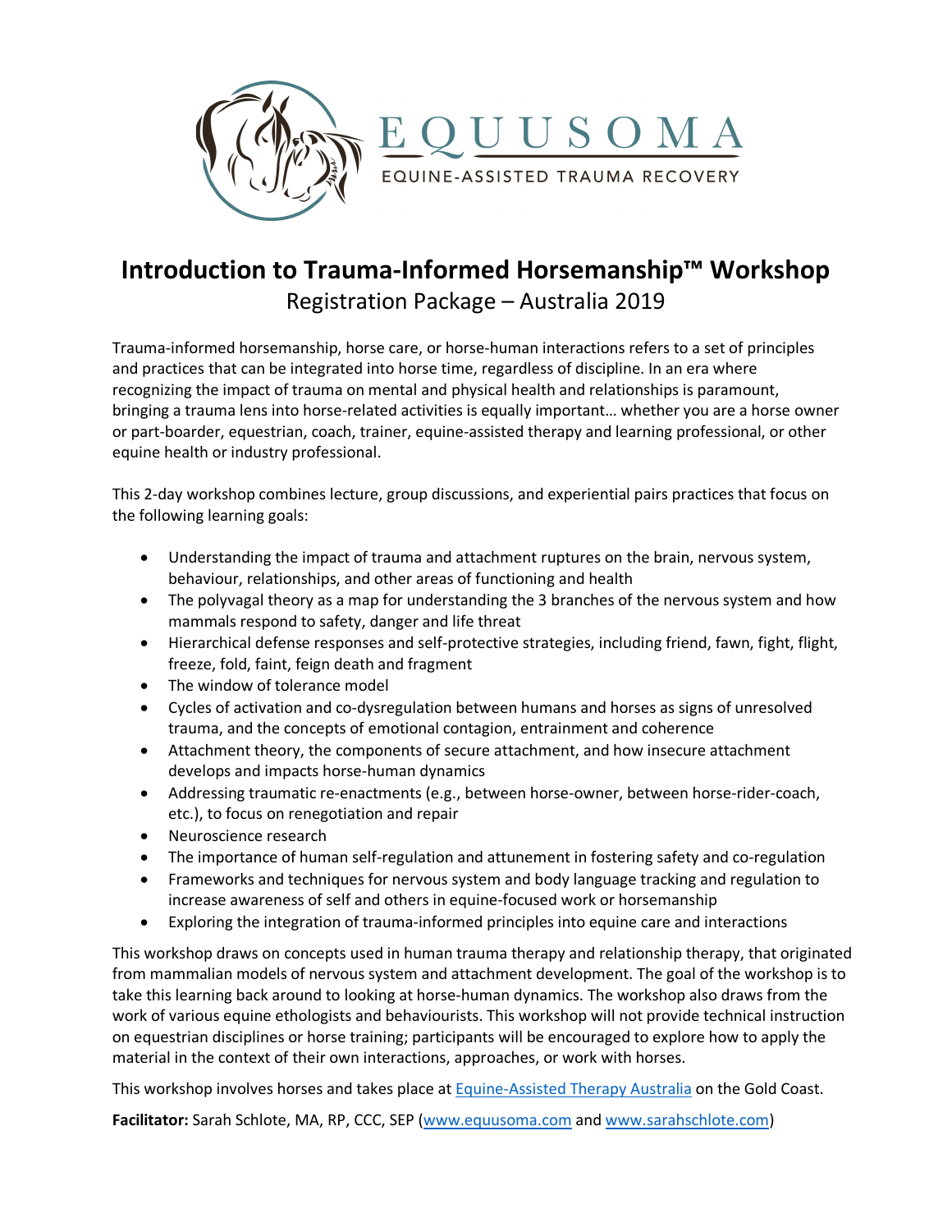EQUUSOMA

EQUINE-ASSISTED TRAUMA RECOVERY

# Introduction to Trauma-Informed Horsemanship™ Workshop

## Registration Package – Australia 2019

Trauma-informed horsemanship, horse care, or horse-human interactions refers to a set of principles and practices that can be integrated into horse time, regardless of discipline. In an era where recognizing the impact of trauma on mental and physical health and relationships is paramount, bringing a trauma lens into horse-related activities is equally important… whether you are a horse owner or part-boarder, equestrian, coach, trainer, equine-assisted therapy and learning professional, or other equine health or industry professional.

This 2-day workshop combines lecture, group discussions, and experiential pairs practices that focus on the following learning goals:

- Understanding the impact of trauma and attachment ruptures on the brain, nervous system, behaviour, relationships, and other areas of functioning and health
- The polyvagal theory as a map for understanding the 3 branches of the nervous system and how mammals respond to safety, danger and life threat
- Hierarchical defense responses and self-protective strategies, including friend, fawn, fight, flight, freeze, fold, faint, feign death and fragment
- The window of tolerance model
- Cycles of activation and co-dysregulation between humans and horses as signs of unresolved trauma, and the concepts of emotional contagion, entrainment and coherence
- Attachment theory, the components of secure attachment, and how insecure attachment develops and impacts horse-human dynamics
- Addressing traumatic re-enactments (e.g., between horse-owner, between horse-rider-coach, etc.), to focus on renegotiation and repair
- Neuroscience research
- The importance of human self-regulation and attunement in fostering safety and co-regulation
- Frameworks and techniques for nervous system and body language tracking and regulation to increase awareness of self and others in equine-focused work or horsemanship
- Exploring the integration of trauma-informed principles into equine care and interactions

This workshop draws on concepts used in human trauma therapy and relationship therapy, that originated from mammalian models of nervous system and attachment development. The goal of the workshop is to take this learning back around to looking at horse-human dynamics. The workshop also draws from the work of various equine ethologists and behaviourists. This workshop will not provide technical instruction on equestrian disciplines or horse training; participants will be encouraged to explore how to apply the material in the context of their own interactions, approaches, or work with horses.

This workshop involves horses and takes place at [Equine-Assisted Therapy Australia]() on the Gold Coast.

**Facilitator:** Sarah Schlote, MA, RP, CCC, SEP ([www.equusoma.com](http://www.equusoma.com) and [www.sarahschlote.com](http://www.sarahschlote.com))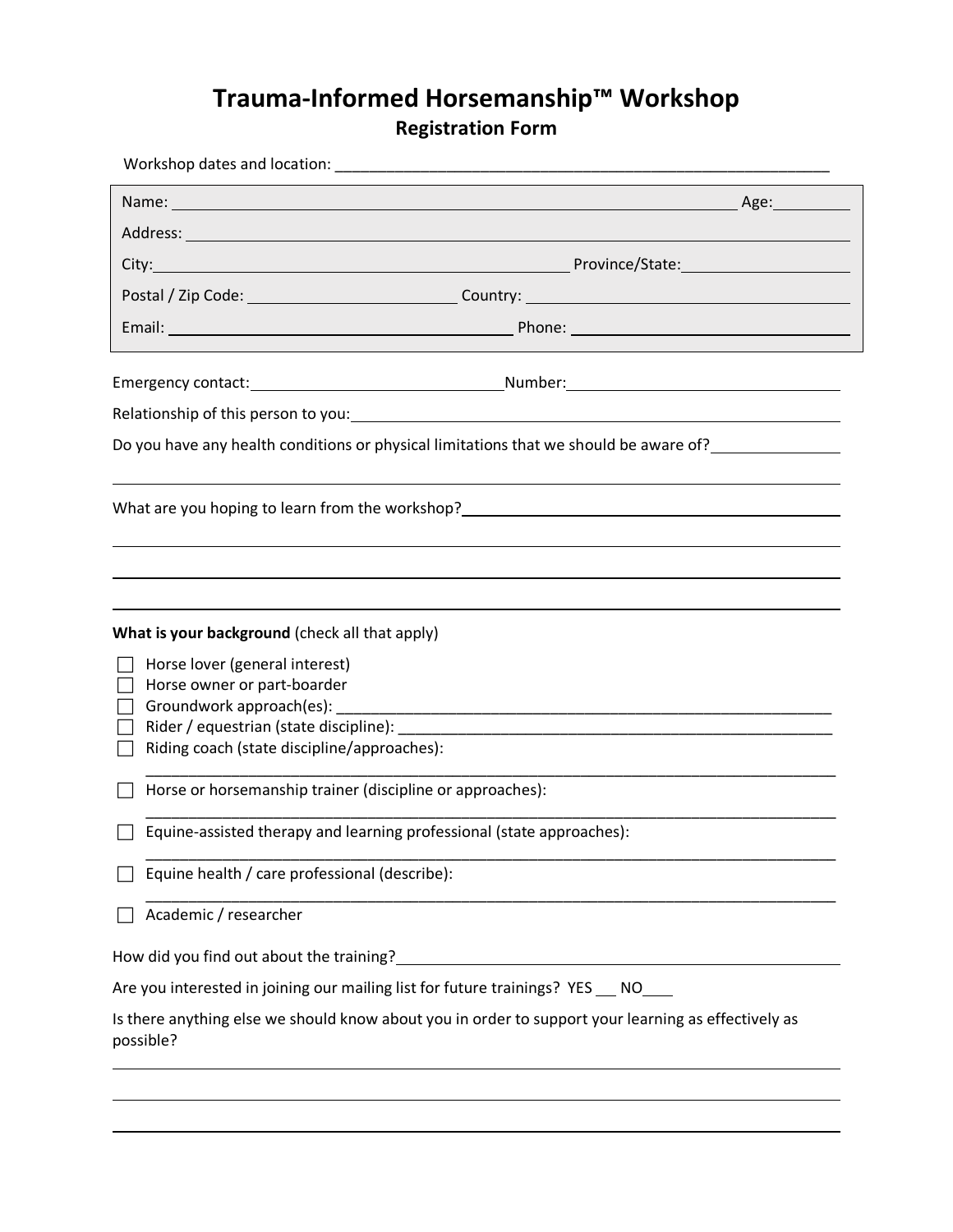# Trauma-Informed Horsemanship™ Workshop

## Registration Form

Workshop dates and location: ___________________________________________________________

Name: ______________________________________________________________ Age: _________

Address: ________________________________________________________________________

City: ____________________________________________ Province/State: ___________________

Postal / Zip Code: _______________________ Country: ______________________________________

Email: _____________________________________ Phone: ______________________________

Emergency contact: ____________________________ Number: _______________________________

Relationship of this person to you: ____________________________________________________

Do you have any health conditions or physical limitations that we should be aware of? _______________

_______________________________________________________________________________

What are you hoping to learn from the workshop? ___________________________________________

_______________________________________________________________________________

_______________________________________________________________________________

_______________________________________________________________________________

**What is your background** (check all that apply)

- ☐ Horse lover (general interest)
- ☐ Horse owner or part-boarder
- ☐ Groundwork approach(es): ______________________________________________________________
- ☐ Rider / equestrian (state discipline): ______________________________________________________
- ☐ Riding coach (state discipline/approaches):
  _____________________________________________________________________________________
- ☐ Horse or horsemanship trainer (discipline or approaches):
  _____________________________________________________________________________________
- ☐ Equine-assisted therapy and learning professional (state approaches):
  _____________________________________________________________________________________
- ☐ Equine health / care professional (describe):
  _____________________________________________________________________________________
- ☐ Academic / researcher

How did you find out about the training? _________________________________________________

Are you interested in joining our mailing list for future trainings? YES ___ NO ___

Is there anything else we should know about you in order to support your learning as effectively as possible?

_______________________________________________________________________________

_______________________________________________________________________________

_______________________________________________________________________________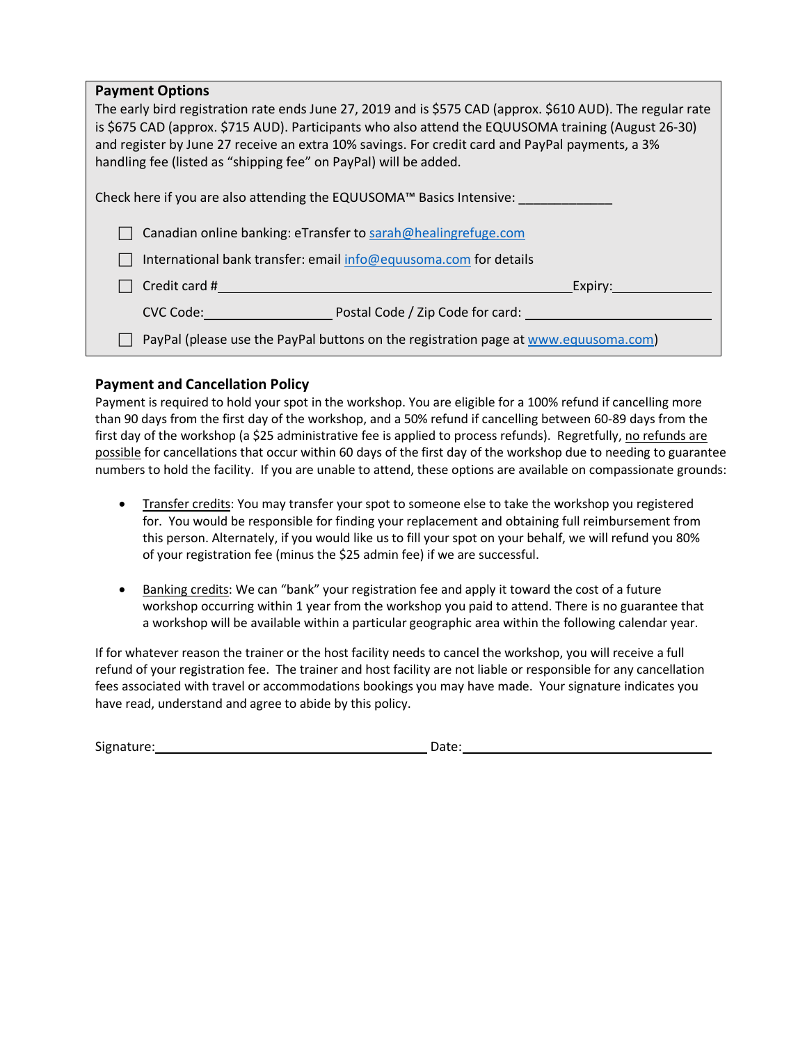**Payment Options**

The early bird registration rate ends June 27, 2019 and is $575 CAD (approx. $610 AUD). The regular rate is $675 CAD (approx. $715 AUD). Participants who also attend the EQUUSOMA training (August 26-30) and register by June 27 receive an extra 10% savings. For credit card and PayPal payments, a 3% handling fee (listed as "shipping fee" on PayPal) will be added.

Check here if you are also attending the EQUUSOMA™ Basics Intensive: _____________

- ☐ Canadian online banking: eTransfer to sarah@healingrefuge.com
- ☐ International bank transfer: email info@equusoma.com for details
- ☐ Credit card # ______________________________________ Expiry: ____________

  CVC Code: ________________ Postal Code / Zip Code for card: ____________________
- ☐ PayPal (please use the PayPal buttons on the registration page at www.equusoma.com)

### Payment and Cancellation Policy

Payment is required to hold your spot in the workshop. You are eligible for a 100% refund if cancelling more than 90 days from the first day of the workshop, and a 50% refund if cancelling between 60-89 days from the first day of the workshop (a $25 administrative fee is applied to process refunds). Regretfully, no refunds are possible for cancellations that occur within 60 days of the first day of the workshop due to needing to guarantee numbers to hold the facility. If you are unable to attend, these options are available on compassionate grounds:

- Transfer credits: You may transfer your spot to someone else to take the workshop you registered for. You would be responsible for finding your replacement and obtaining full reimbursement from this person. Alternately, if you would like us to fill your spot on your behalf, we will refund you 80% of your registration fee (minus the $25 admin fee) if we are successful.

- Banking credits: We can "bank" your registration fee and apply it toward the cost of a future workshop occurring within 1 year from the workshop you paid to attend. There is no guarantee that a workshop will be available within a particular geographic area within the following calendar year.

If for whatever reason the trainer or the host facility needs to cancel the workshop, you will receive a full refund of your registration fee. The trainer and host facility are not liable or responsible for any cancellation fees associated with travel or accommodations bookings you may have made. Your signature indicates you have read, understand and agree to abide by this policy.

Signature: ______________________________ Date: ______________________________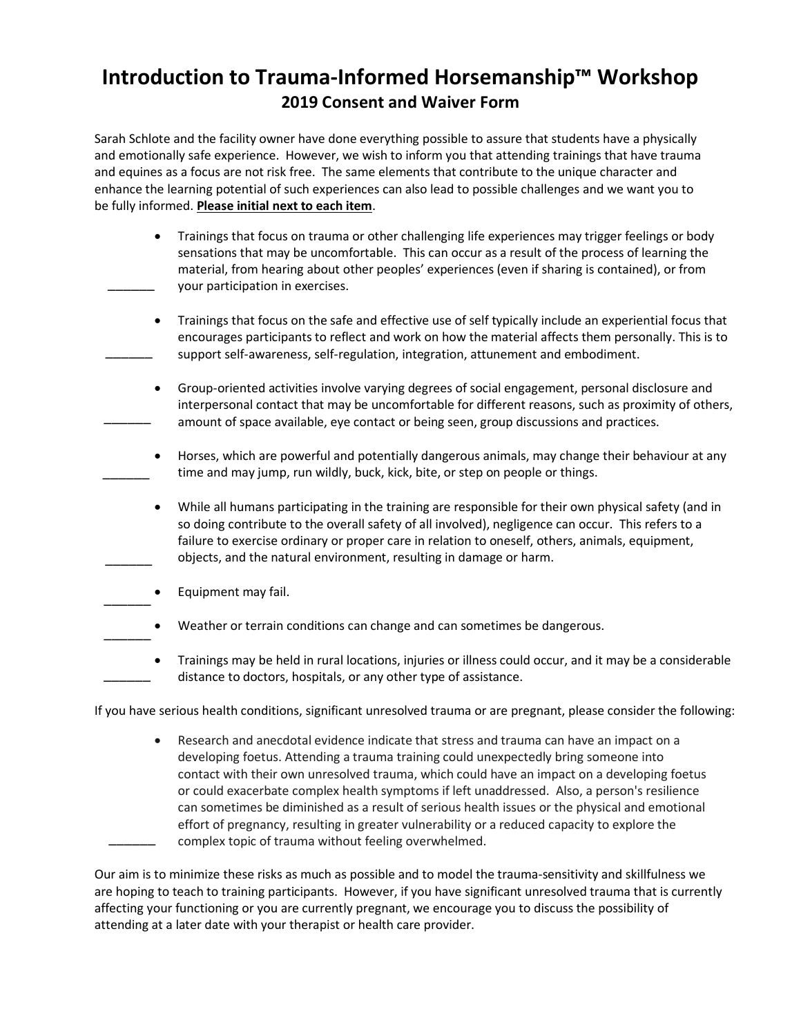# Introduction to Trauma-Informed Horsemanship™ Workshop

## 2019 Consent and Waiver Form

Sarah Schlote and the facility owner have done everything possible to assure that students have a physically and emotionally safe experience. However, we wish to inform you that attending trainings that have trauma and equines as a focus are not risk free. The same elements that contribute to the unique character and enhance the learning potential of such experiences can also lead to possible challenges and we want you to be fully informed. **Please initial next to each item**.

_______ • Trainings that focus on trauma or other challenging life experiences may trigger feelings or body sensations that may be uncomfortable. This can occur as a result of the process of learning the material, from hearing about other peoples' experiences (even if sharing is contained), or from your participation in exercises.

_______ • Trainings that focus on the safe and effective use of self typically include an experiential focus that encourages participants to reflect and work on how the material affects them personally. This is to support self-awareness, self-regulation, integration, attunement and embodiment.

_______ • Group-oriented activities involve varying degrees of social engagement, personal disclosure and interpersonal contact that may be uncomfortable for different reasons, such as proximity of others, amount of space available, eye contact or being seen, group discussions and practices.

_______ • Horses, which are powerful and potentially dangerous animals, may change their behaviour at any time and may jump, run wildly, buck, kick, bite, or step on people or things.

_______ • While all humans participating in the training are responsible for their own physical safety (and in so doing contribute to the overall safety of all involved), negligence can occur. This refers to a failure to exercise ordinary or proper care in relation to oneself, others, animals, equipment, objects, and the natural environment, resulting in damage or harm.

_______ • Equipment may fail.

_______ • Weather or terrain conditions can change and can sometimes be dangerous.

_______ • Trainings may be held in rural locations, injuries or illness could occur, and it may be a considerable distance to doctors, hospitals, or any other type of assistance.

If you have serious health conditions, significant unresolved trauma or are pregnant, please consider the following:

_______ • Research and anecdotal evidence indicate that stress and trauma can have an impact on a developing foetus. Attending a trauma training could unexpectedly bring someone into contact with their own unresolved trauma, which could have an impact on a developing foetus or could exacerbate complex health symptoms if left unaddressed. Also, a person's resilience can sometimes be diminished as a result of serious health issues or the physical and emotional effort of pregnancy, resulting in greater vulnerability or a reduced capacity to explore the complex topic of trauma without feeling overwhelmed.

Our aim is to minimize these risks as much as possible and to model the trauma-sensitivity and skillfulness we are hoping to teach to training participants. However, if you have significant unresolved trauma that is currently affecting your functioning or you are currently pregnant, we encourage you to discuss the possibility of attending at a later date with your therapist or health care provider.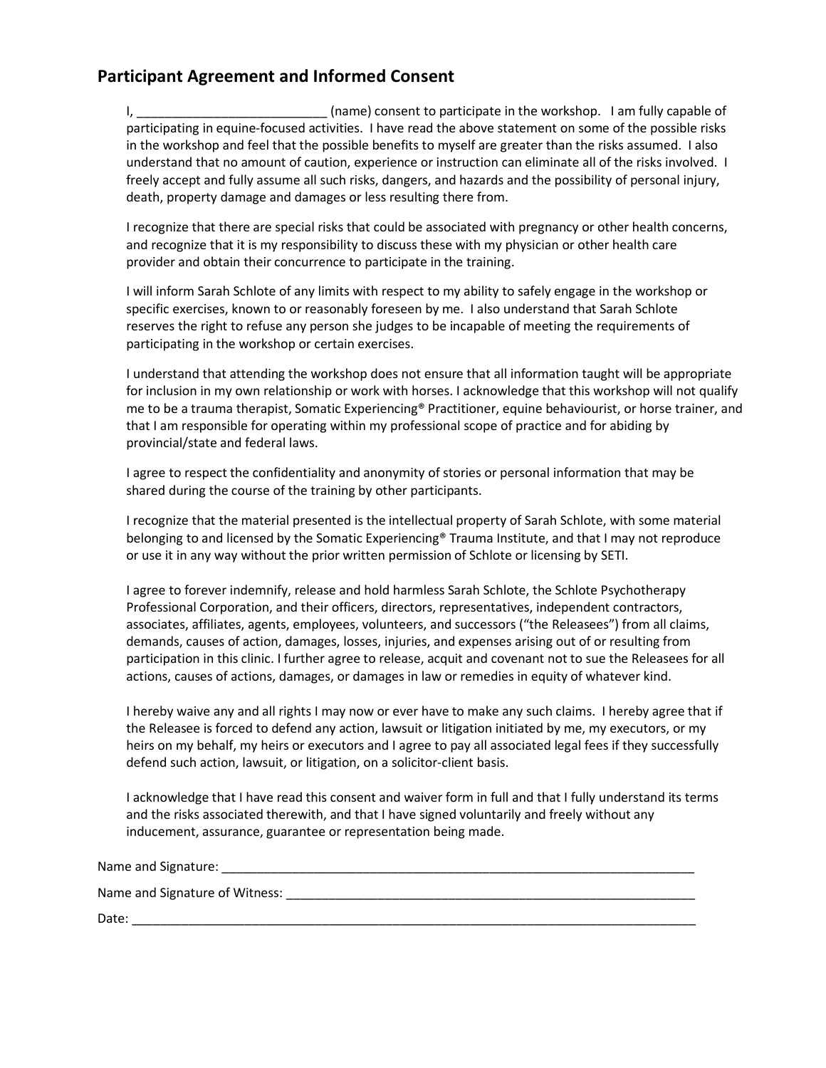## Participant Agreement and Informed Consent

I, ___________________________ (name) consent to participate in the workshop. I am fully capable of participating in equine-focused activities. I have read the above statement on some of the possible risks in the workshop and feel that the possible benefits to myself are greater than the risks assumed. I also understand that no amount of caution, experience or instruction can eliminate all of the risks involved. I freely accept and fully assume all such risks, dangers, and hazards and the possibility of personal injury, death, property damage and damages or less resulting there from.

I recognize that there are special risks that could be associated with pregnancy or other health concerns, and recognize that it is my responsibility to discuss these with my physician or other health care provider and obtain their concurrence to participate in the training.

I will inform Sarah Schlote of any limits with respect to my ability to safely engage in the workshop or specific exercises, known to or reasonably foreseen by me. I also understand that Sarah Schlote reserves the right to refuse any person she judges to be incapable of meeting the requirements of participating in the workshop or certain exercises.

I understand that attending the workshop does not ensure that all information taught will be appropriate for inclusion in my own relationship or work with horses. I acknowledge that this workshop will not qualify me to be a trauma therapist, Somatic Experiencing® Practitioner, equine behaviourist, or horse trainer, and that I am responsible for operating within my professional scope of practice and for abiding by provincial/state and federal laws.

I agree to respect the confidentiality and anonymity of stories or personal information that may be shared during the course of the training by other participants.

I recognize that the material presented is the intellectual property of Sarah Schlote, with some material belonging to and licensed by the Somatic Experiencing® Trauma Institute, and that I may not reproduce or use it in any way without the prior written permission of Schlote or licensing by SETI.

I agree to forever indemnify, release and hold harmless Sarah Schlote, the Schlote Psychotherapy Professional Corporation, and their officers, directors, representatives, independent contractors, associates, affiliates, agents, employees, volunteers, and successors ("the Releasees") from all claims, demands, causes of action, damages, losses, injuries, and expenses arising out of or resulting from participation in this clinic. I further agree to release, acquit and covenant not to sue the Releasees for all actions, causes of actions, damages, or damages in law or remedies in equity of whatever kind.

I hereby waive any and all rights I may now or ever have to make any such claims. I hereby agree that if the Releasee is forced to defend any action, lawsuit or litigation initiated by me, my executors, or my heirs on my behalf, my heirs or executors and I agree to pay all associated legal fees if they successfully defend such action, lawsuit, or litigation, on a solicitor-client basis.

I acknowledge that I have read this consent and waiver form in full and that I fully understand its terms and the risks associated therewith, and that I have signed voluntarily and freely without any inducement, assurance, guarantee or representation being made.

Name and Signature: _______________________________________________________________________

Name and Signature of Witness: _____________________________________________________________

Date: __________________________________________________________________________________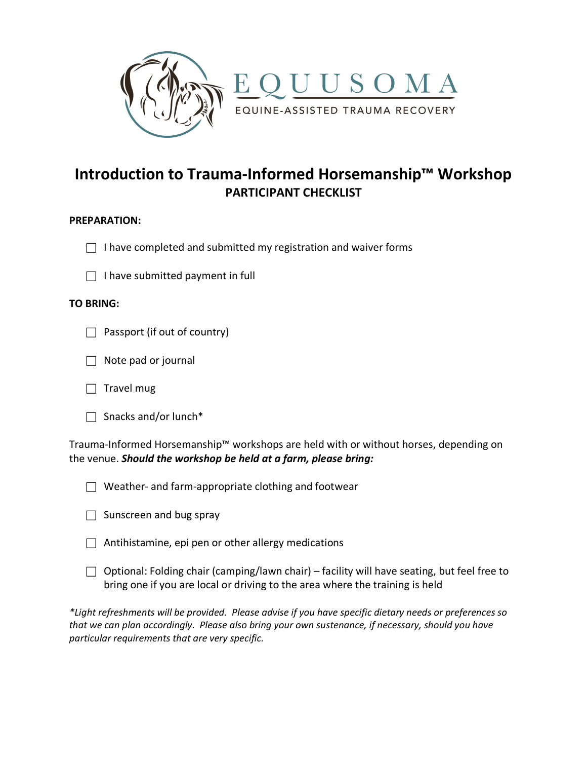EQUUSOMA

EQUINE-ASSISTED TRAUMA RECOVERY

# Introduction to Trauma-Informed Horsemanship™ Workshop

## PARTICIPANT CHECKLIST

**PREPARATION:**

- ☐ I have completed and submitted my registration and waiver forms
- ☐ I have submitted payment in full

**TO BRING:**

- ☐ Passport (if out of country)
- ☐ Note pad or journal
- ☐ Travel mug
- ☐ Snacks and/or lunch*

Trauma-Informed Horsemanship™ workshops are held with or without horses, depending on the venue. ***Should the workshop be held at a farm, please bring:***

- ☐ Weather- and farm-appropriate clothing and footwear
- ☐ Sunscreen and bug spray
- ☐ Antihistamine, epi pen or other allergy medications
- ☐ Optional: Folding chair (camping/lawn chair) – facility will have seating, but feel free to bring one if you are local or driving to the area where the training is held

*\*Light refreshments will be provided. Please advise if you have specific dietary needs or preferences so that we can plan accordingly. Please also bring your own sustenance, if necessary, should you have particular requirements that are very specific.*